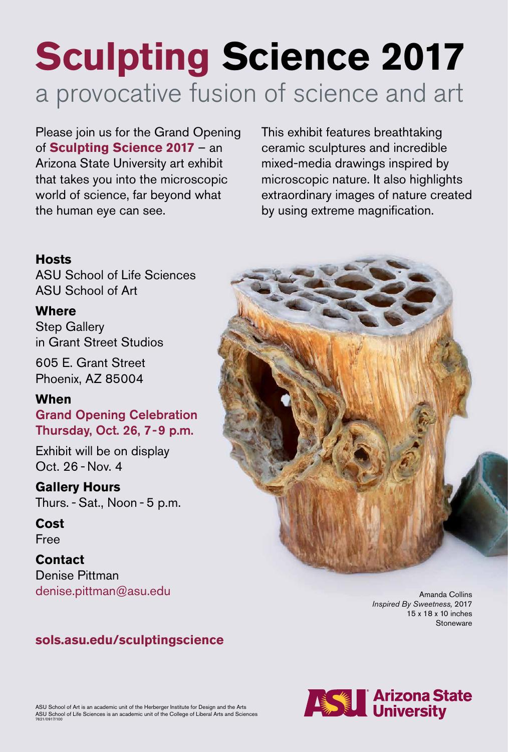# Sculpting Science 2017

## a provocative fusion of science and art

Please join us for the Grand Opening of **Sculpting Science 2017** – an Arizona State University art exhibit that takes you into the microscopic world of science, far beyond what the human eye can see.

This exhibit features breathtaking ceramic sculptures and incredible mixed-media drawings inspired by microscopic nature. It also highlights extraordinary images of nature created by using extreme magnification.

**Hosts**
ASU School of Life Sciences
ASU School of Art

**Where**
Step Gallery
in Grant Street Studios

605 E. Grant Street
Phoenix, AZ 85004

**When**
**Grand Opening Celebration**
**Thursday, Oct. 26, 7 - 9 p.m.**

Exhibit will be on display
Oct. 26 - Nov. 4

**Gallery Hours**
Thurs. - Sat., Noon - 5 p.m.

**Cost**
Free

**Contact**
Denise Pittman
denise.pittman@asu.edu

Amanda Collins
*Inspired By Sweetness,* 2017
15 x 18 x 10 inches
Stoneware

**sols.asu.edu/sculptingscience**

Arizona State University

ASU School of Art is an academic unit of the Herberger Institute for Design and the Arts
ASU School of Life Sciences is an academic unit of the College of Liberal Arts and Sciences
7621/0917/100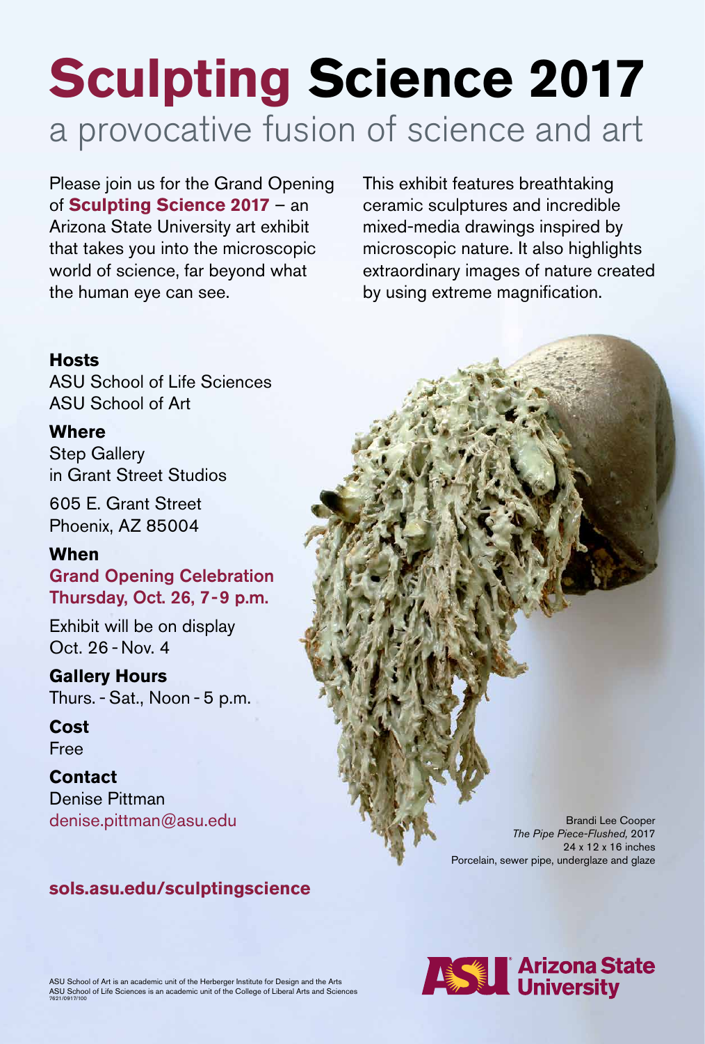# Sculpting Science 2017

## a provocative fusion of science and art

Please join us for the Grand Opening of **Sculpting Science 2017** – an Arizona State University art exhibit that takes you into the microscopic world of science, far beyond what the human eye can see.

This exhibit features breathtaking ceramic sculptures and incredible mixed-media drawings inspired by microscopic nature. It also highlights extraordinary images of nature created by using extreme magnification.

**Hosts**
ASU School of Life Sciences
ASU School of Art

**Where**
Step Gallery
in Grant Street Studios

605 E. Grant Street
Phoenix, AZ 85004

**When**
**Grand Opening Celebration**
**Thursday, Oct. 26, 7 - 9 p.m.**

Exhibit will be on display
Oct. 26 - Nov. 4

**Gallery Hours**
Thurs. - Sat., Noon - 5 p.m.

**Cost**
Free

**Contact**
Denise Pittman
denise.pittman@asu.edu

**sols.asu.edu/sculptingscience**

Brandi Lee Cooper
*The Pipe Piece-Flushed,* 2017
24 x 12 x 16 inches
Porcelain, sewer pipe, underglaze and glaze

Arizona State University

ASU School of Art is an academic unit of the Herberger Institute for Design and the Arts
ASU School of Life Sciences is an academic unit of the College of Liberal Arts and Sciences
7621/0917/100